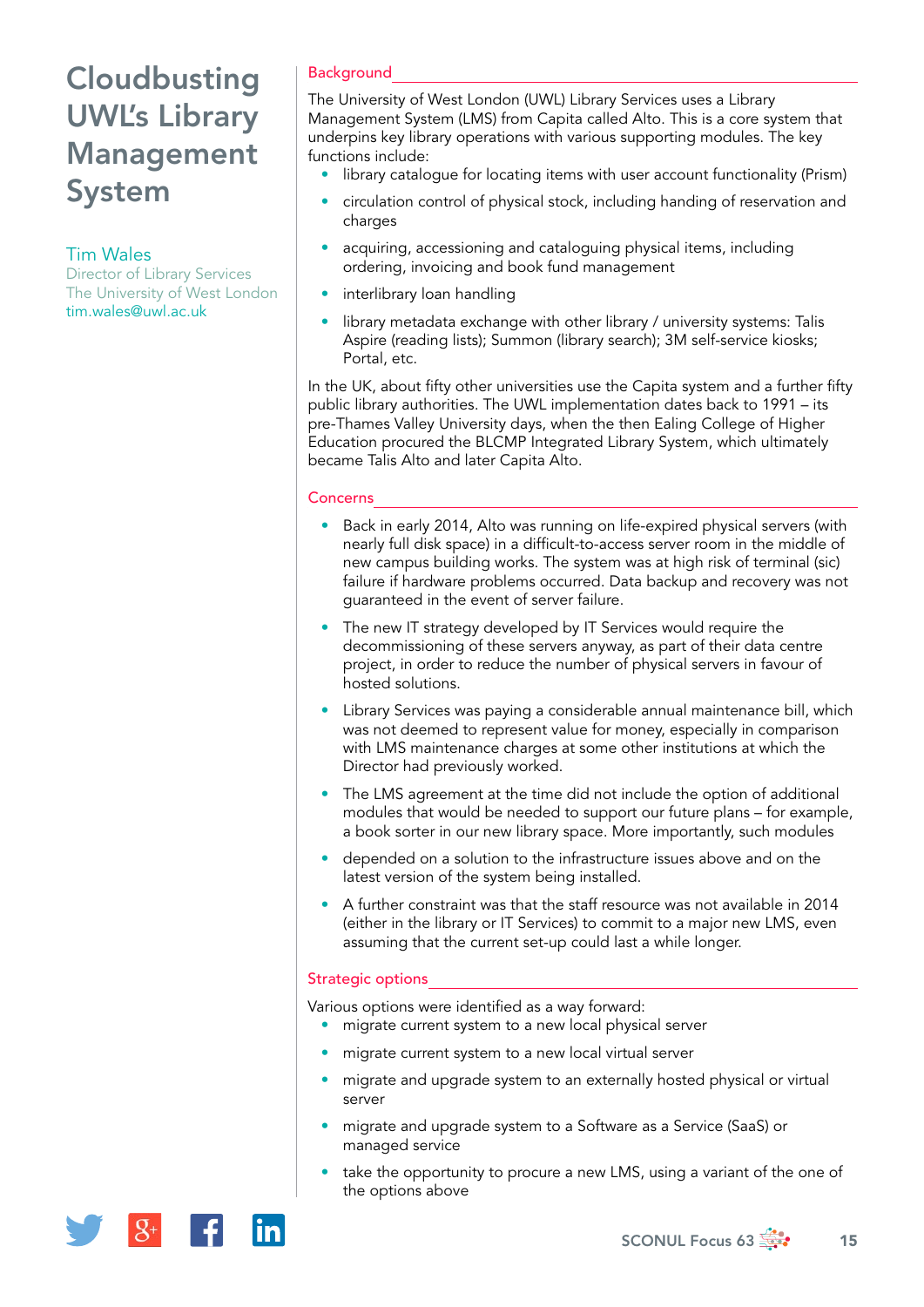# Cloudbusting UWL's Library Management System

**Tim Wales**
Director of Library Services
The University of West London
tim.wales@uwl.ac.uk

## Background

The University of West London (UWL) Library Services uses a Library Management System (LMS) from Capita called Alto. This is a core system that underpins key library operations with various supporting modules. The key functions include:

- library catalogue for locating items with user account functionality (Prism)
- circulation control of physical stock, including handing of reservation and charges
- acquiring, accessioning and cataloguing physical items, including ordering, invoicing and book fund management
- interlibrary loan handling
- library metadata exchange with other library / university systems: Talis Aspire (reading lists); Summon (library search); 3M self-service kiosks; Portal, etc.

In the UK, about fifty other universities use the Capita system and a further fifty public library authorities. The UWL implementation dates back to 1991 – its pre-Thames Valley University days, when the then Ealing College of Higher Education procured the BLCMP Integrated Library System, which ultimately became Talis Alto and later Capita Alto.

## Concerns

- Back in early 2014, Alto was running on life-expired physical servers (with nearly full disk space) in a difficult-to-access server room in the middle of new campus building works. The system was at high risk of terminal (sic) failure if hardware problems occurred. Data backup and recovery was not guaranteed in the event of server failure.
- The new IT strategy developed by IT Services would require the decommissioning of these servers anyway, as part of their data centre project, in order to reduce the number of physical servers in favour of hosted solutions.
- Library Services was paying a considerable annual maintenance bill, which was not deemed to represent value for money, especially in comparison with LMS maintenance charges at some other institutions at which the Director had previously worked.
- The LMS agreement at the time did not include the option of additional modules that would be needed to support our future plans – for example, a book sorter in our new library space. More importantly, such modules
- depended on a solution to the infrastructure issues above and on the latest version of the system being installed.
- A further constraint was that the staff resource was not available in 2014 (either in the library or IT Services) to commit to a major new LMS, even assuming that the current set-up could last a while longer.

## Strategic options

Various options were identified as a way forward:

- migrate current system to a new local physical server
- migrate current system to a new local virtual server
- migrate and upgrade system to an externally hosted physical or virtual server
- migrate and upgrade system to a Software as a Service (SaaS) or managed service
- take the opportunity to procure a new LMS, using a variant of the one of the options above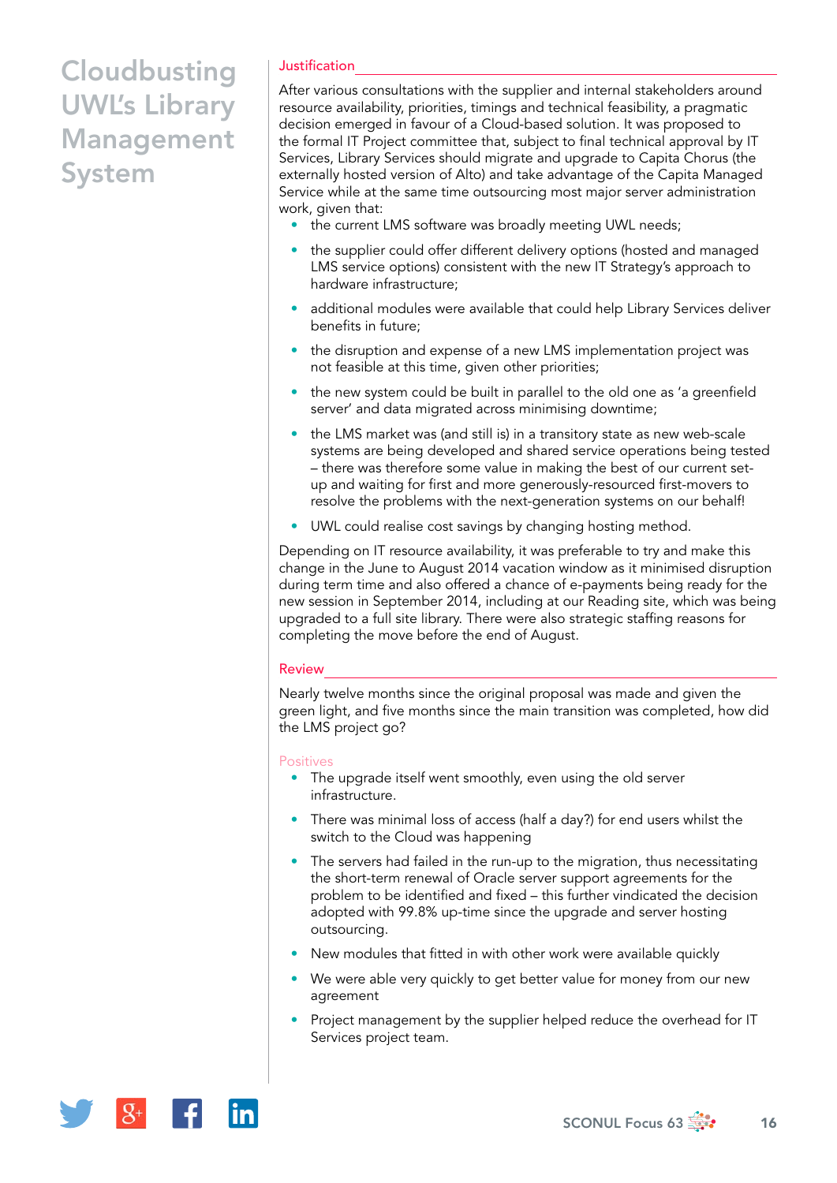# Cloudbusting UWL's Library Management System

## Justification

After various consultations with the supplier and internal stakeholders around resource availability, priorities, timings and technical feasibility, a pragmatic decision emerged in favour of a Cloud-based solution. It was proposed to the formal IT Project committee that, subject to final technical approval by IT Services, Library Services should migrate and upgrade to Capita Chorus (the externally hosted version of Alto) and take advantage of the Capita Managed Service while at the same time outsourcing most major server administration work, given that:

- the current LMS software was broadly meeting UWL needs;
- the supplier could offer different delivery options (hosted and managed LMS service options) consistent with the new IT Strategy's approach to hardware infrastructure;
- additional modules were available that could help Library Services deliver benefits in future;
- the disruption and expense of a new LMS implementation project was not feasible at this time, given other priorities;
- the new system could be built in parallel to the old one as 'a greenfield server' and data migrated across minimising downtime;
- the LMS market was (and still is) in a transitory state as new web-scale systems are being developed and shared service operations being tested – there was therefore some value in making the best of our current set-up and waiting for first and more generously-resourced first-movers to resolve the problems with the next-generation systems on our behalf!
- UWL could realise cost savings by changing hosting method.

Depending on IT resource availability, it was preferable to try and make this change in the June to August 2014 vacation window as it minimised disruption during term time and also offered a chance of e-payments being ready for the new session in September 2014, including at our Reading site, which was being upgraded to a full site library. There were also strategic staffing reasons for completing the move before the end of August.

## Review

Nearly twelve months since the original proposal was made and given the green light, and five months since the main transition was completed, how did the LMS project go?

### Positives

- The upgrade itself went smoothly, even using the old server infrastructure.
- There was minimal loss of access (half a day?) for end users whilst the switch to the Cloud was happening
- The servers had failed in the run-up to the migration, thus necessitating the short-term renewal of Oracle server support agreements for the problem to be identified and fixed – this further vindicated the decision adopted with 99.8% up-time since the upgrade and server hosting outsourcing.
- New modules that fitted in with other work were available quickly
- We were able very quickly to get better value for money from our new agreement
- Project management by the supplier helped reduce the overhead for IT Services project team.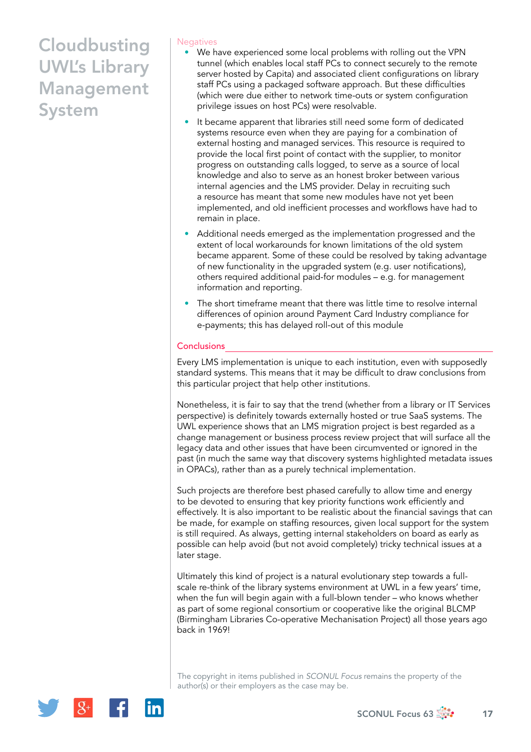### Negatives

- We have experienced some local problems with rolling out the VPN tunnel (which enables local staff PCs to connect securely to the remote server hosted by Capita) and associated client configurations on library staff PCs using a packaged software approach. But these difficulties (which were due either to network time-outs or system configuration privilege issues on host PCs) were resolvable.
- It became apparent that libraries still need some form of dedicated systems resource even when they are paying for a combination of external hosting and managed services. This resource is required to provide the local first point of contact with the supplier, to monitor progress on outstanding calls logged, to serve as a source of local knowledge and also to serve as an honest broker between various internal agencies and the LMS provider. Delay in recruiting such a resource has meant that some new modules have not yet been implemented, and old inefficient processes and workflows have had to remain in place.
- Additional needs emerged as the implementation progressed and the extent of local workarounds for known limitations of the old system became apparent. Some of these could be resolved by taking advantage of new functionality in the upgraded system (e.g. user notifications), others required additional paid-for modules – e.g. for management information and reporting.
- The short timeframe meant that there was little time to resolve internal differences of opinion around Payment Card Industry compliance for e-payments; this has delayed roll-out of this module

## Conclusions

Every LMS implementation is unique to each institution, even with supposedly standard systems. This means that it may be difficult to draw conclusions from this particular project that help other institutions.

Nonetheless, it is fair to say that the trend (whether from a library or IT Services perspective) is definitely towards externally hosted or true SaaS systems. The UWL experience shows that an LMS migration project is best regarded as a change management or business process review project that will surface all the legacy data and other issues that have been circumvented or ignored in the past (in much the same way that discovery systems highlighted metadata issues in OPACs), rather than as a purely technical implementation.

Such projects are therefore best phased carefully to allow time and energy to be devoted to ensuring that key priority functions work efficiently and effectively. It is also important to be realistic about the financial savings that can be made, for example on staffing resources, given local support for the system is still required. As always, getting internal stakeholders on board as early as possible can help avoid (but not avoid completely) tricky technical issues at a later stage.

Ultimately this kind of project is a natural evolutionary step towards a full-scale re-think of the library systems environment at UWL in a few years' time, when the fun will begin again with a full-blown tender – who knows whether as part of some regional consortium or cooperative like the original BLCMP (Birmingham Libraries Co-operative Mechanisation Project) all those years ago back in 1969!

The copyright in items published in *SCONUL Focus* remains the property of the author(s) or their employers as the case may be.